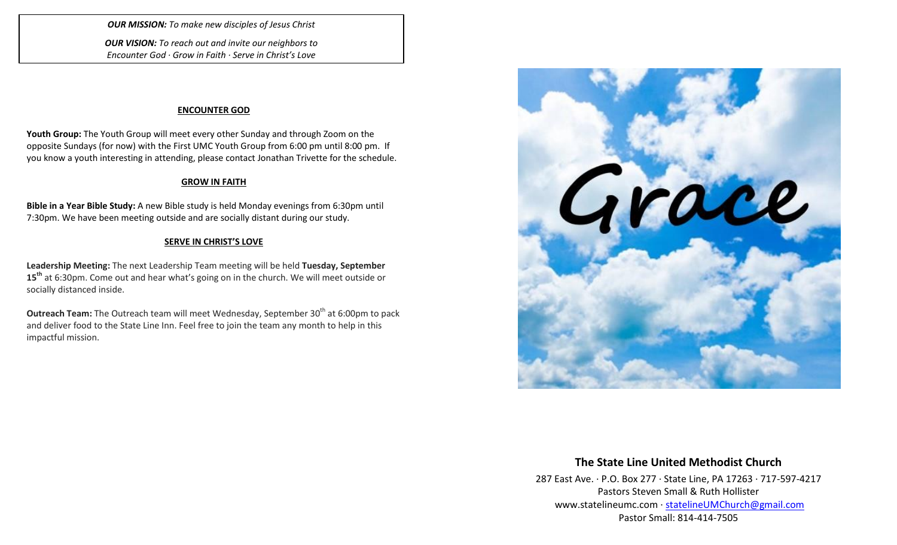***OUR MISSION:*** *To make new disciples of Jesus Christ*

***OUR VISION:*** *To reach out and invite our neighbors to Encounter God · Grow in Faith · Serve in Christ's Love*

## ENCOUNTER GOD

**Youth Group:** The Youth Group will meet every other Sunday and through Zoom on the opposite Sundays (for now) with the First UMC Youth Group from 6:00 pm until 8:00 pm. If you know a youth interesting in attending, please contact Jonathan Trivette for the schedule.

## GROW IN FAITH

**Bible in a Year Bible Study:** A new Bible study is held Monday evenings from 6:30pm until 7:30pm. We have been meeting outside and are socially distant during our study.

## SERVE IN CHRIST'S LOVE

**Leadership Meeting:** The next Leadership Team meeting will be held **Tuesday, September 15th** at 6:30pm. Come out and hear what's going on in the church. We will meet outside or socially distanced inside.

**Outreach Team:** The Outreach team will meet Wednesday, September 30th at 6:00pm to pack and deliver food to the State Line Inn. Feel free to join the team any month to help in this impactful mission.

Grace

**The State Line United Methodist Church**

287 East Ave. · P.O. Box 277 · State Line, PA 17263 · 717-597-4217
Pastors Steven Small & Ruth Hollister
www.statelineumc.com · statelineUMChurch@gmail.com
Pastor Small: 814-414-7505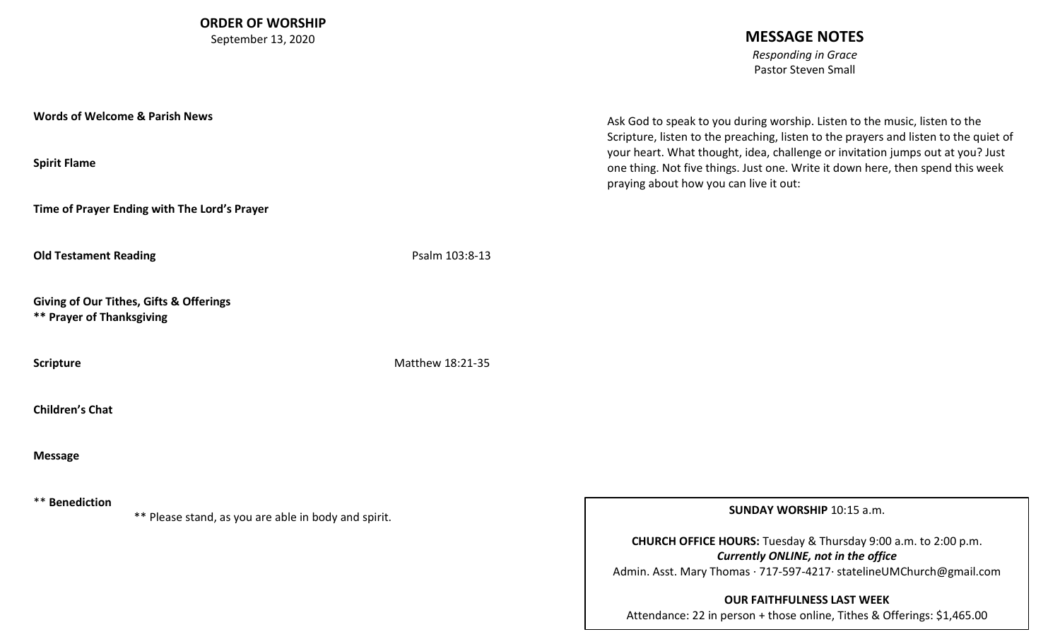## ORDER OF WORSHIP

September 13, 2020

**Words of Welcome & Parish News**

**Spirit Flame**

**Time of Prayer Ending with The Lord's Prayer**

**Old Testament Reading** Psalm 103:8-13

**Giving of Our Tithes, Gifts & Offerings**
**\*\* Prayer of Thanksgiving**

**Scripture** Matthew 18:21-35

**Children's Chat**

**Message**

\*\* **Benediction**

\*\* Please stand, as you are able in body and spirit.

## MESSAGE NOTES

*Responding in Grace*
Pastor Steven Small

Ask God to speak to you during worship. Listen to the music, listen to the Scripture, listen to the preaching, listen to the prayers and listen to the quiet of your heart. What thought, idea, challenge or invitation jumps out at you? Just one thing. Not five things. Just one. Write it down here, then spend this week praying about how you can live it out:

**SUNDAY WORSHIP** 10:15 a.m.

**CHURCH OFFICE HOURS:** Tuesday & Thursday 9:00 a.m. to 2:00 p.m.
***Currently ONLINE, not in the office***
Admin. Asst. Mary Thomas · 717-597-4217· statelineUMChurch@gmail.com

**OUR FAITHFULNESS LAST WEEK**
Attendance: 22 in person + those online, Tithes & Offerings: $1,465.00